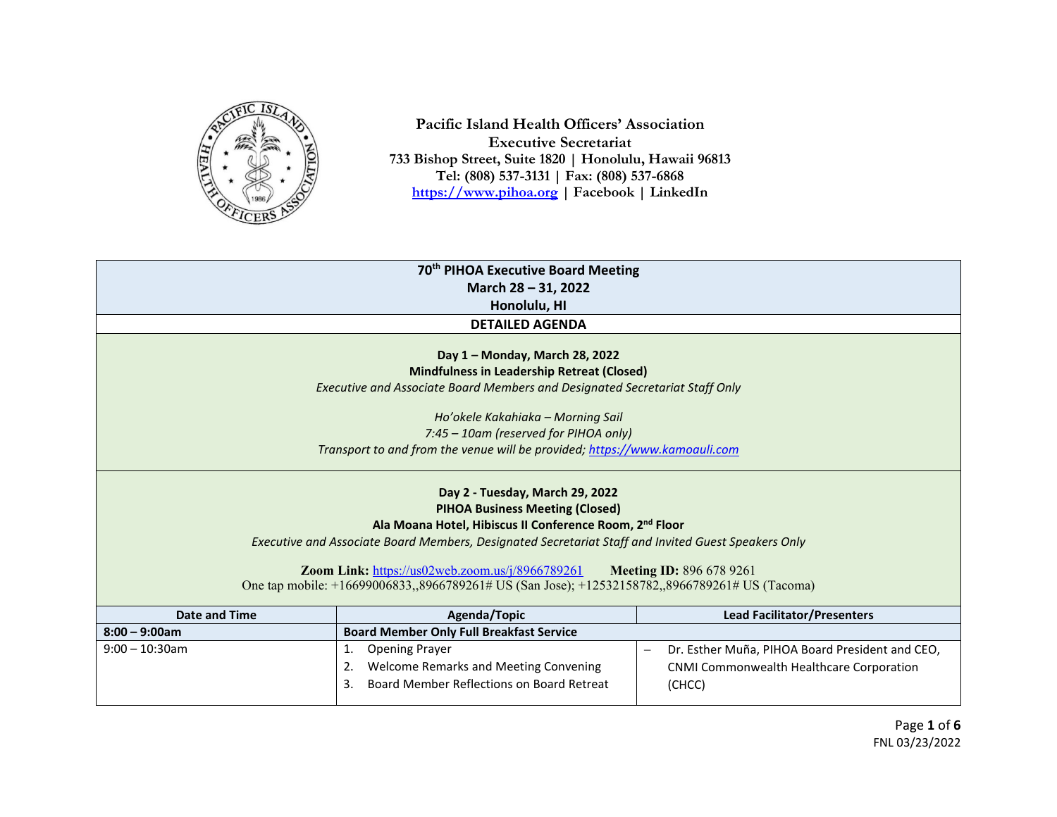**Pacific Island Health Officers' Association**
**Executive Secretariat**
**733 Bishop Street, Suite 1820 | Honolulu, Hawaii 96813**
**Tel: (808) 537-3131 | Fax: (808) 537-6868**
**https://www.pihoa.org | Facebook | LinkedIn**

# 70th PIHOA Executive Board Meeting

**March 28 – 31, 2022**
**Honolulu, HI**

## DETAILED AGENDA

### Day 1 – Monday, March 28, 2022

**Mindfulness in Leadership Retreat (Closed)**

*Executive and Associate Board Members and Designated Secretariat Staff Only*

*Ho'okele Kakahiaka – Morning Sail*
*7:45 – 10am (reserved for PIHOA only)*
*Transport to and from the venue will be provided; https://www.kamoauli.com*

### Day 2 - Tuesday, March 29, 2022

**PIHOA Business Meeting (Closed)**
**Ala Moana Hotel, Hibiscus II Conference Room, 2nd Floor**

*Executive and Associate Board Members, Designated Secretariat Staff and Invited Guest Speakers Only*

**Zoom Link:** https://us02web.zoom.us/j/8966789261 **Meeting ID:** 896 678 9261
One tap mobile: +16699006833,,8966789261# US (San Jose); +12532158782,,8966789261# US (Tacoma)

| Date and Time | Agenda/Topic | Lead Facilitator/Presenters |
|---|---|---|
| **8:00 – 9:00am** | **Board Member Only Full Breakfast Service** | |
| 9:00 – 10:30am | 1. Opening Prayer<br>2. Welcome Remarks and Meeting Convening<br>3. Board Member Reflections on Board Retreat | – Dr. Esther Muña, PIHOA Board President and CEO, CNMI Commonwealth Healthcare Corporation (CHCC) |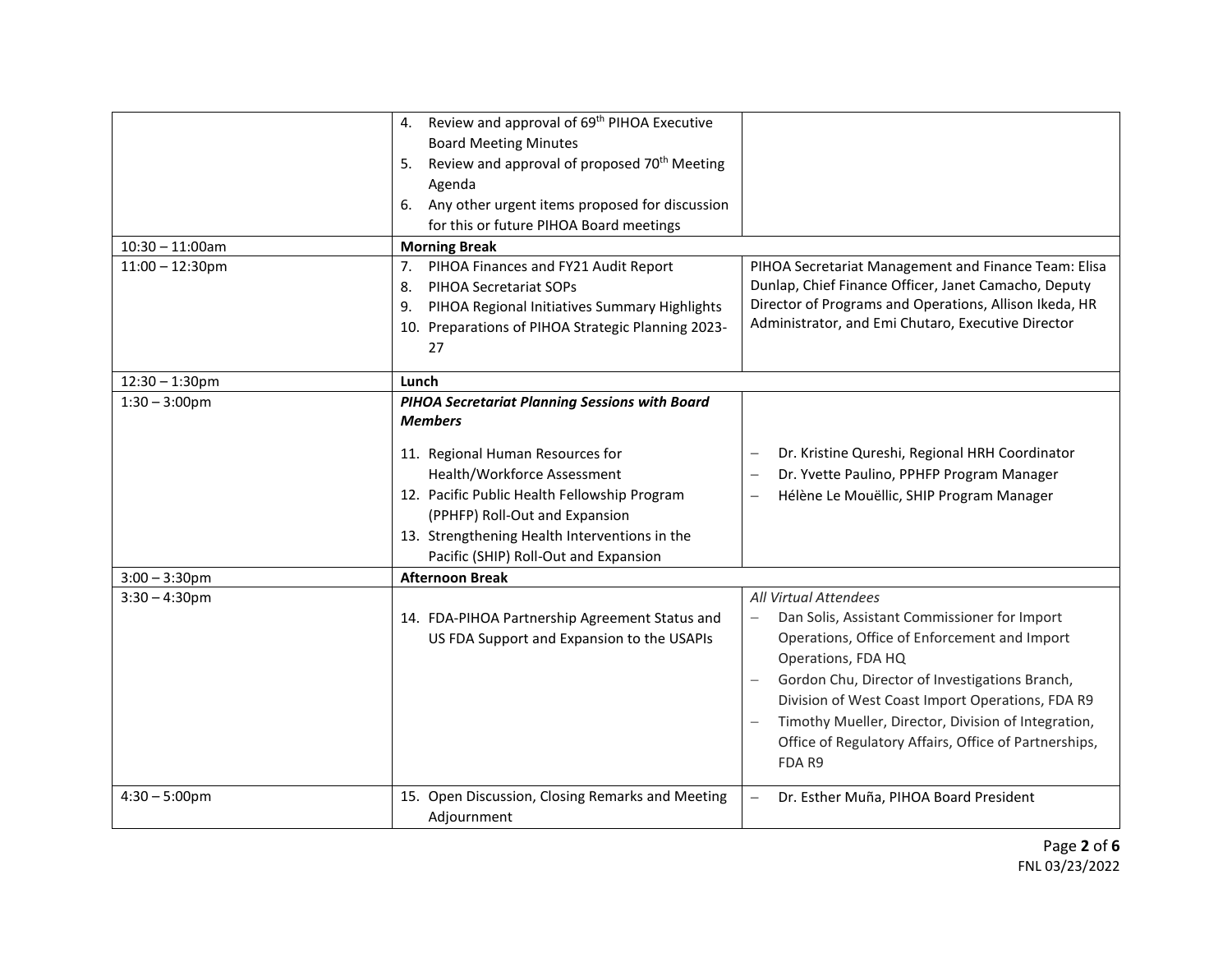| | | |
|---|---|---|
| | 4. Review and approval of 69th PIHOA Executive Board Meeting Minutes<br>5. Review and approval of proposed 70th Meeting Agenda<br>6. Any other urgent items proposed for discussion for this or future PIHOA Board meetings | |
| 10:30 – 11:00am | **Morning Break** | |
| 11:00 – 12:30pm | 7. PIHOA Finances and FY21 Audit Report<br>8. PIHOA Secretariat SOPs<br>9. PIHOA Regional Initiatives Summary Highlights<br>10. Preparations of PIHOA Strategic Planning 2023-27 | PIHOA Secretariat Management and Finance Team: Elisa Dunlap, Chief Finance Officer, Janet Camacho, Deputy Director of Programs and Operations, Allison Ikeda, HR Administrator, and Emi Chutaro, Executive Director |
| 12:30 – 1:30pm | **Lunch** | |
| 1:30 – 3:00pm | ***PIHOA Secretariat Planning Sessions with Board Members***<br><br>11. Regional Human Resources for Health/Workforce Assessment<br>12. Pacific Public Health Fellowship Program (PPHFP) Roll-Out and Expansion<br>13. Strengthening Health Interventions in the Pacific (SHIP) Roll-Out and Expansion | – Dr. Kristine Qureshi, Regional HRH Coordinator<br>– Dr. Yvette Paulino, PPHFP Program Manager<br>– Hélène Le Mouëllic, SHIP Program Manager |
| 3:00 – 3:30pm | **Afternoon Break** | |
| 3:30 – 4:30pm | 14. FDA-PIHOA Partnership Agreement Status and US FDA Support and Expansion to the USAPIs | *All Virtual Attendees*<br>– Dan Solis, Assistant Commissioner for Import Operations, Office of Enforcement and Import Operations, FDA HQ<br>– Gordon Chu, Director of Investigations Branch, Division of West Coast Import Operations, FDA R9<br>– Timothy Mueller, Director, Division of Integration, Office of Regulatory Affairs, Office of Partnerships, FDA R9 |
| 4:30 – 5:00pm | 15. Open Discussion, Closing Remarks and Meeting Adjournment | – Dr. Esther Muña, PIHOA Board President |

FNL 03/23/2022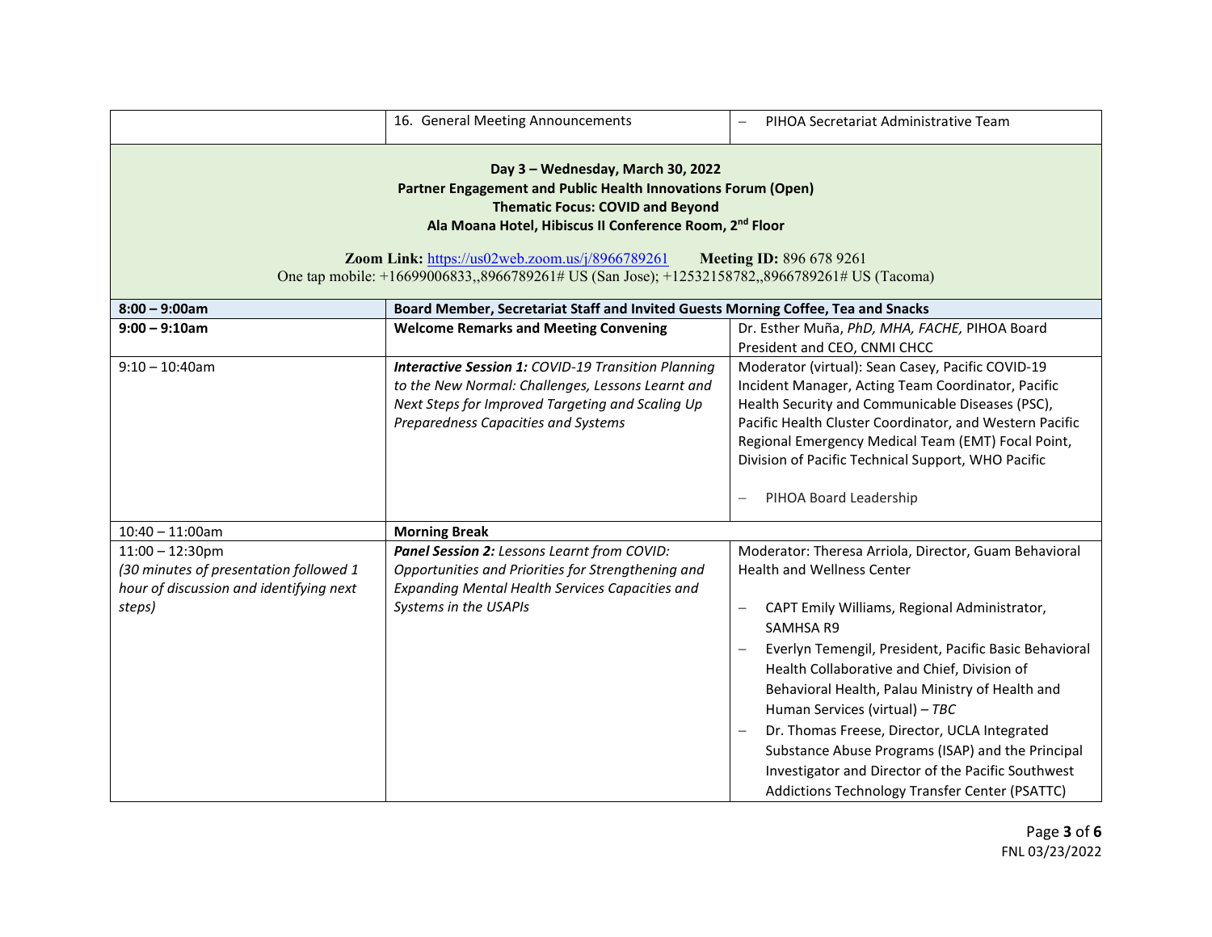| | | |
|---|---|---|
| | 16. General Meeting Announcements | – PIHOA Secretariat Administrative Team |
| **Day 3 – Wednesday, March 30, 2022**<br>**Partner Engagement and Public Health Innovations Forum (Open)**<br>**Thematic Focus: COVID and Beyond**<br>**Ala Moana Hotel, Hibiscus II Conference Room, 2nd Floor**<br><br>**Zoom Link:** https://us02web.zoom.us/j/8966789261 **Meeting ID:** 896 678 9261<br>One tap mobile: +16699006833,,8966789261# US (San Jose); +12532158782,,8966789261# US (Tacoma) | | |
| **8:00 – 9:00am** | **Board Member, Secretariat Staff and Invited Guests Morning Coffee, Tea and Snacks** | |
| **9:00 – 9:10am** | **Welcome Remarks and Meeting Convening** | Dr. Esther Muña, *PhD, MHA, FACHE,* PIHOA Board President and CEO, CNMI CHCC |
| 9:10 – 10:40am | ***Interactive Session 1:*** *COVID-19 Transition Planning to the New Normal: Challenges, Lessons Learnt and Next Steps for Improved Targeting and Scaling Up Preparedness Capacities and Systems* | Moderator (virtual): Sean Casey, Pacific COVID-19 Incident Manager, Acting Team Coordinator, Pacific Health Security and Communicable Diseases (PSC), Pacific Health Cluster Coordinator, and Western Pacific Regional Emergency Medical Team (EMT) Focal Point, Division of Pacific Technical Support, WHO Pacific<br><br>– PIHOA Board Leadership |
| 10:40 – 11:00am | **Morning Break** | |
| 11:00 – 12:30pm<br>*(30 minutes of presentation followed 1 hour of discussion and identifying next steps)* | ***Panel Session 2:*** *Lessons Learnt from COVID: Opportunities and Priorities for Strengthening and Expanding Mental Health Services Capacities and Systems in the USAPIs* | Moderator: Theresa Arriola, Director, Guam Behavioral Health and Wellness Center<br><br>– CAPT Emily Williams, Regional Administrator, SAMHSA R9<br>– Everlyn Temengil, President, Pacific Basic Behavioral Health Collaborative and Chief, Division of Behavioral Health, Palau Ministry of Health and Human Services (virtual) – *TBC*<br>– Dr. Thomas Freese, Director, UCLA Integrated Substance Abuse Programs (ISAP) and the Principal Investigator and Director of the Pacific Southwest Addictions Technology Transfer Center (PSATTC) |

FNL 03/23/2022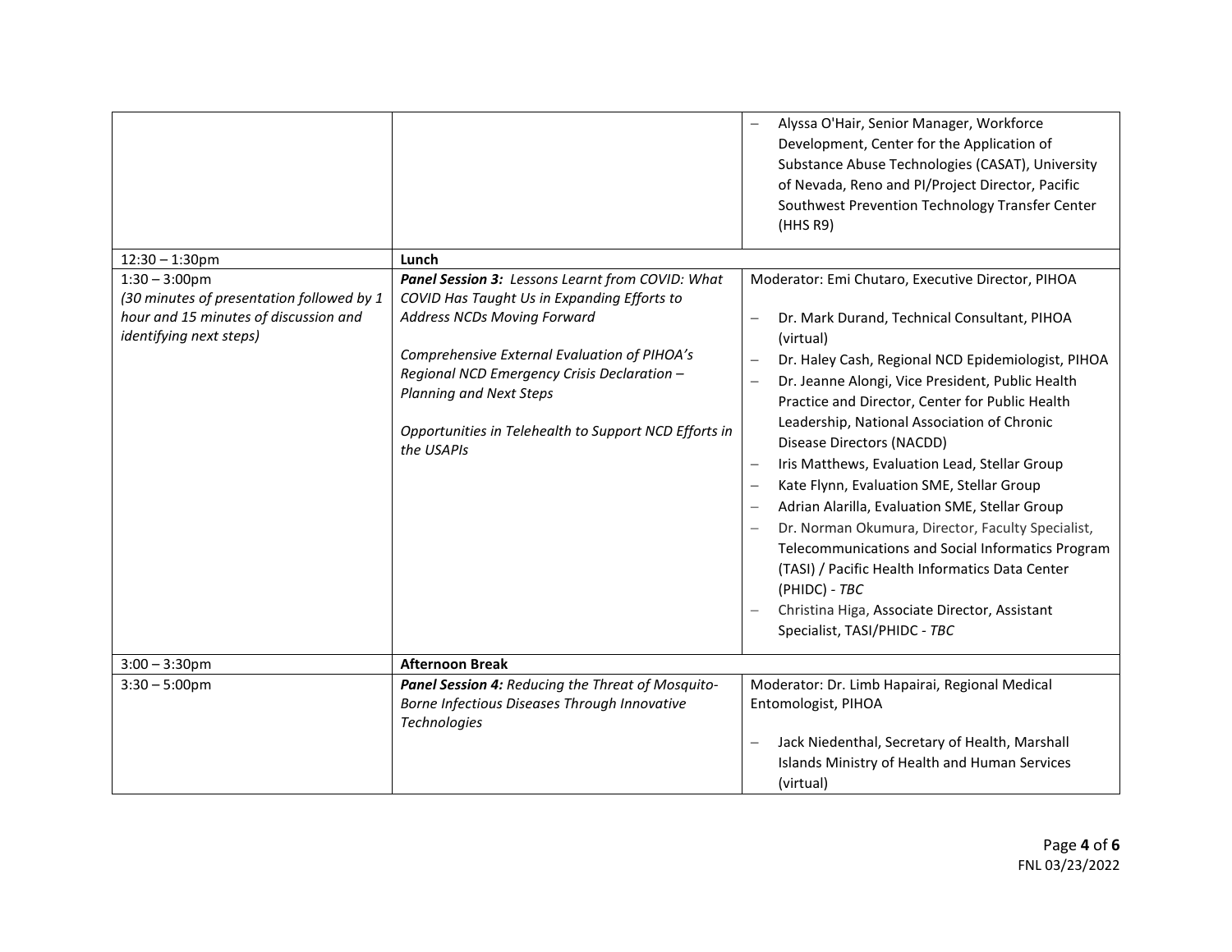| | | |
|---|---|---|
| | | – Alyssa O'Hair, Senior Manager, Workforce Development, Center for the Application of Substance Abuse Technologies (CASAT), University of Nevada, Reno and PI/Project Director, Pacific Southwest Prevention Technology Transfer Center (HHS R9) |
| 12:30 – 1:30pm | **Lunch** | |
| 1:30 – 3:00pm<br>*(30 minutes of presentation followed by 1 hour and 15 minutes of discussion and identifying next steps)* | ***Panel Session 3:*** *Lessons Learnt from COVID: What COVID Has Taught Us in Expanding Efforts to Address NCDs Moving Forward*<br><br>*Comprehensive External Evaluation of PIHOA's Regional NCD Emergency Crisis Declaration – Planning and Next Steps*<br><br>*Opportunities in Telehealth to Support NCD Efforts in the USAPIs* | Moderator: Emi Chutaro, Executive Director, PIHOA<br><br>– Dr. Mark Durand, Technical Consultant, PIHOA (virtual)<br>– Dr. Haley Cash, Regional NCD Epidemiologist, PIHOA<br>– Dr. Jeanne Alongi, Vice President, Public Health Practice and Director, Center for Public Health Leadership, National Association of Chronic Disease Directors (NACDD)<br>– Iris Matthews, Evaluation Lead, Stellar Group<br>– Kate Flynn, Evaluation SME, Stellar Group<br>– Adrian Alarilla, Evaluation SME, Stellar Group<br>– Dr. Norman Okumura, Director, Faculty Specialist, Telecommunications and Social Informatics Program (TASI) / Pacific Health Informatics Data Center (PHIDC) - *TBC*<br>– Christina Higa, Associate Director, Assistant Specialist, TASI/PHIDC - *TBC* |
| 3:00 – 3:30pm | **Afternoon Break** | |
| 3:30 – 5:00pm | ***Panel Session 4:*** *Reducing the Threat of Mosquito-Borne Infectious Diseases Through Innovative Technologies* | Moderator: Dr. Limb Hapairai, Regional Medical Entomologist, PIHOA<br><br>– Jack Niedenthal, Secretary of Health, Marshall Islands Ministry of Health and Human Services (virtual) |

FNL 03/23/2022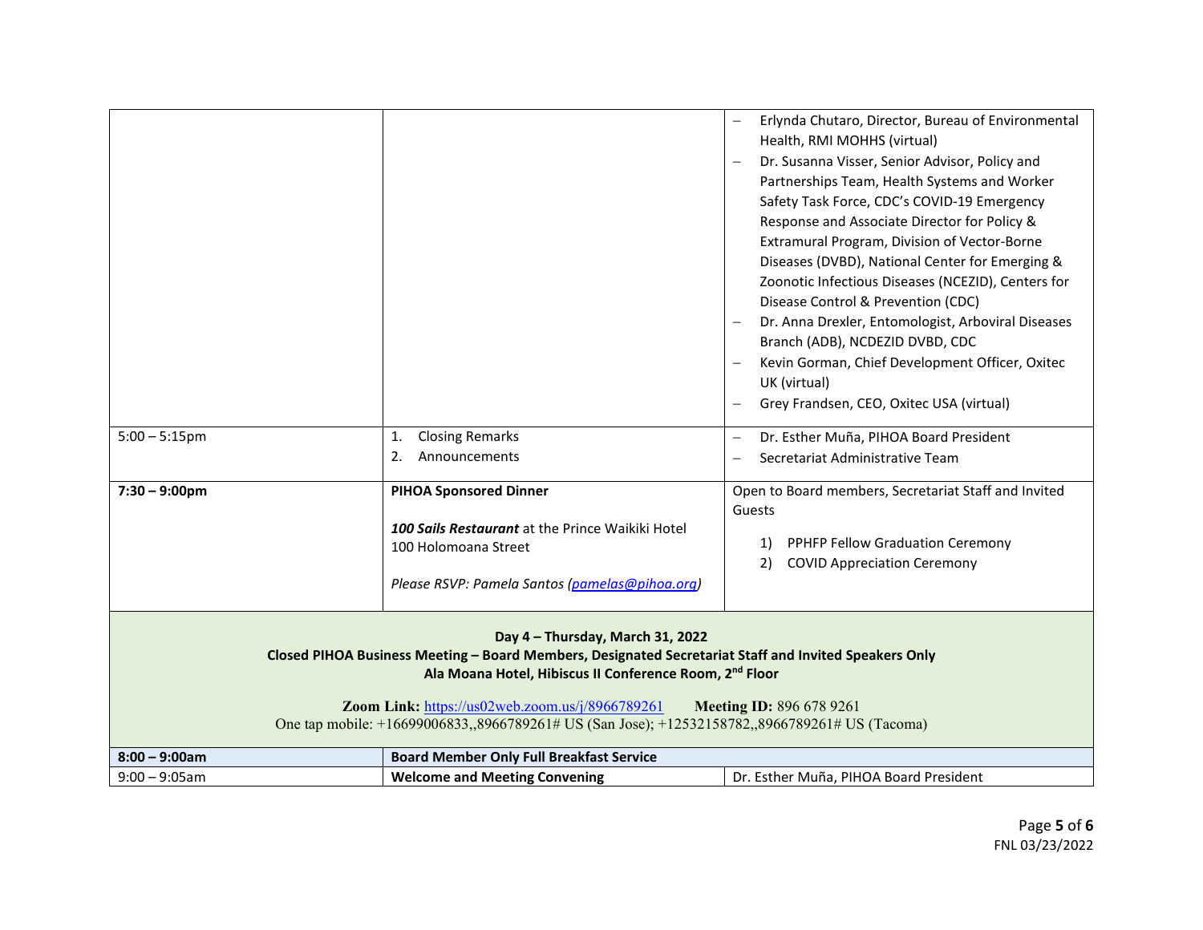| | | |
|---|---|---|
| | | – Erlynda Chutaro, Director, Bureau of Environmental Health, RMI MOHHS (virtual)<br>– Dr. Susanna Visser, Senior Advisor, Policy and Partnerships Team, Health Systems and Worker Safety Task Force, CDC's COVID-19 Emergency Response and Associate Director for Policy & Extramural Program, Division of Vector-Borne Diseases (DVBD), National Center for Emerging & Zoonotic Infectious Diseases (NCEZID), Centers for Disease Control & Prevention (CDC)<br>– Dr. Anna Drexler, Entomologist, Arboviral Diseases Branch (ADB), NCDEZID DVBD, CDC<br>– Kevin Gorman, Chief Development Officer, Oxitec UK (virtual)<br>– Grey Frandsen, CEO, Oxitec USA (virtual) |
| 5:00 – 5:15pm | 1. Closing Remarks<br>2. Announcements | – Dr. Esther Muña, PIHOA Board President<br>– Secretariat Administrative Team |
| **7:30 – 9:00pm** | **PIHOA Sponsored Dinner**<br><br>***100 Sails Restaurant*** at the Prince Waikiki Hotel<br>100 Holomoana Street<br><br>*Please RSVP: Pamela Santos (pamelas@pihoa.org)* | Open to Board members, Secretariat Staff and Invited Guests<br><br>1) PPHFP Fellow Graduation Ceremony<br>2) COVID Appreciation Ceremony |

**Day 4 – Thursday, March 31, 2022**
**Closed PIHOA Business Meeting – Board Members, Designated Secretariat Staff and Invited Speakers Only**
**Ala Moana Hotel, Hibiscus II Conference Room, 2nd Floor**

**Zoom Link:** https://us02web.zoom.us/j/8966789261 **Meeting ID:** 896 678 9261
One tap mobile: +16699006833,,8966789261# US (San Jose); +12532158782,,8966789261# US (Tacoma)

| | | |
|---|---|---|
| **8:00 – 9:00am** | **Board Member Only Full Breakfast Service** | |
| 9:00 – 9:05am | **Welcome and Meeting Convening** | Dr. Esther Muña, PIHOA Board President |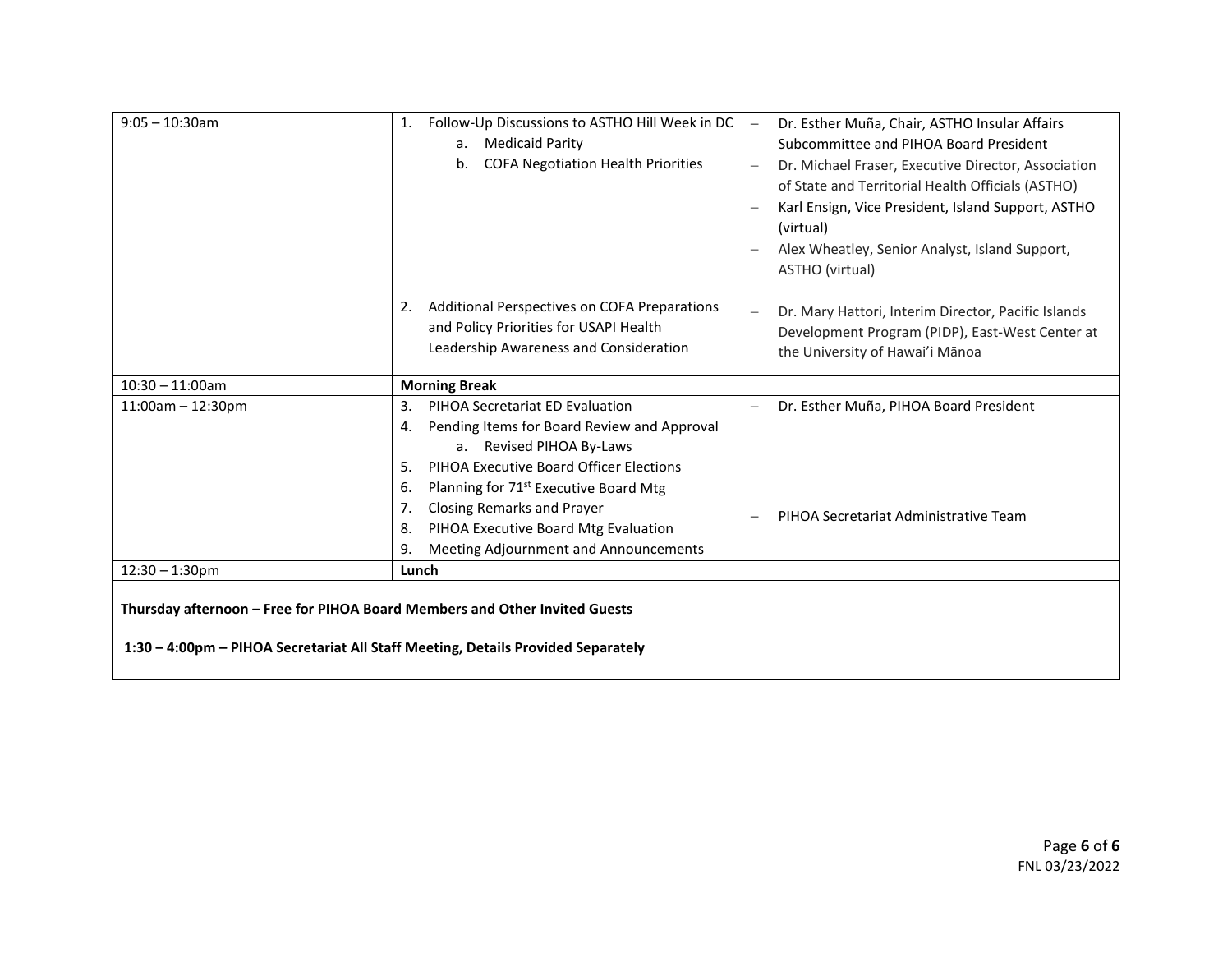| | | |
|---|---|---|
| 9:05 – 10:30am | 1. Follow-Up Discussions to ASTHO Hill Week in DC<br>a. Medicaid Parity<br>b. COFA Negotiation Health Priorities | – Dr. Esther Muña, Chair, ASTHO Insular Affairs Subcommittee and PIHOA Board President<br>– Dr. Michael Fraser, Executive Director, Association of State and Territorial Health Officials (ASTHO)<br>– Karl Ensign, Vice President, Island Support, ASTHO (virtual)<br>– Alex Wheatley, Senior Analyst, Island Support, ASTHO (virtual) |
| | 2. Additional Perspectives on COFA Preparations and Policy Priorities for USAPI Health Leadership Awareness and Consideration | – Dr. Mary Hattori, Interim Director, Pacific Islands Development Program (PIDP), East-West Center at the University of Hawai'i Mānoa |
| 10:30 – 11:00am | **Morning Break** | |
| 11:00am – 12:30pm | 3. PIHOA Secretariat ED Evaluation<br>4. Pending Items for Board Review and Approval<br>a. Revised PIHOA By-Laws<br>5. PIHOA Executive Board Officer Elections<br>6. Planning for 71st Executive Board Mtg<br>7. Closing Remarks and Prayer<br>8. PIHOA Executive Board Mtg Evaluation<br>9. Meeting Adjournment and Announcements | – Dr. Esther Muña, PIHOA Board President<br><br><br><br><br>– PIHOA Secretariat Administrative Team |
| 12:30 – 1:30pm | **Lunch** | |

**Thursday afternoon – Free for PIHOA Board Members and Other Invited Guests**

**1:30 – 4:00pm – PIHOA Secretariat All Staff Meeting, Details Provided Separately**

FNL 03/23/2022